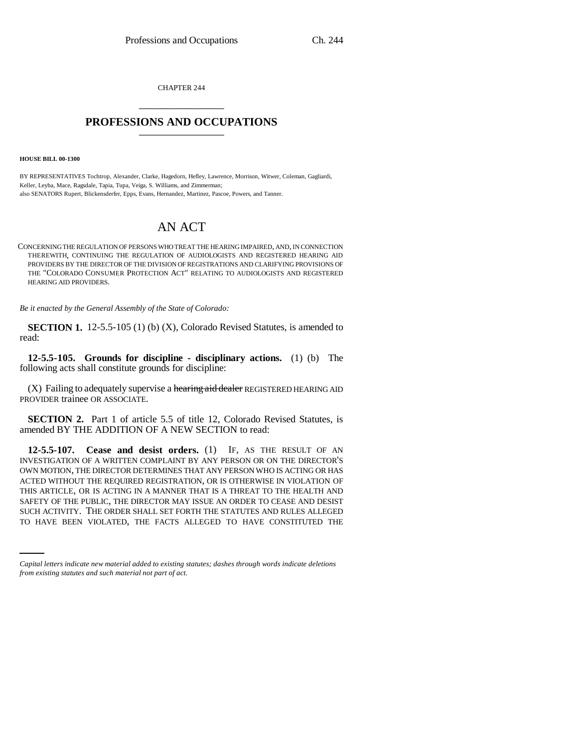CHAPTER 244

# PROFESSIONS AND OCCUPATIONS

**HOUSE BILL 00-1300**

BY REPRESENTATIVES Tochtrop, Alexander, Clarke, Hagedorn, Hefley, Lawrence, Morrison, Witwer, Coleman, Gagliardi, Keller, Leyba, Mace, Ragsdale, Tapia, Tupa, Veiga, S. Williams, and Zimmerman;
also SENATORS Rupert, Blickensderfer, Epps, Evans, Hernandez, Martinez, Pascoe, Powers, and Tanner.

# AN ACT

CONCERNING THE REGULATION OF PERSONS WHO TREAT THE HEARING IMPAIRED, AND, IN CONNECTION THEREWITH, CONTINUING THE REGULATION OF AUDIOLOGISTS AND REGISTERED HEARING AID PROVIDERS BY THE DIRECTOR OF THE DIVISION OF REGISTRATIONS AND CLARIFYING PROVISIONS OF THE "COLORADO CONSUMER PROTECTION ACT" RELATING TO AUDIOLOGISTS AND REGISTERED HEARING AID PROVIDERS.

*Be it enacted by the General Assembly of the State of Colorado:*

**SECTION 1.** 12-5.5-105 (1) (b) (X), Colorado Revised Statutes, is amended to read:

**12-5.5-105. Grounds for discipline - disciplinary actions.** (1) (b) The following acts shall constitute grounds for discipline:

(X) Failing to adequately supervise a ~~hearing aid dealer~~ REGISTERED HEARING AID PROVIDER trainee OR ASSOCIATE.

**SECTION 2.** Part 1 of article 5.5 of title 12, Colorado Revised Statutes, is amended BY THE ADDITION OF A NEW SECTION to read:

**12-5.5-107. Cease and desist orders.** (1) IF, AS THE RESULT OF AN INVESTIGATION OF A WRITTEN COMPLAINT BY ANY PERSON OR ON THE DIRECTOR'S OWN MOTION, THE DIRECTOR DETERMINES THAT ANY PERSON WHO IS ACTING OR HAS ACTED WITHOUT THE REQUIRED REGISTRATION, OR IS OTHERWISE IN VIOLATION OF THIS ARTICLE, OR IS ACTING IN A MANNER THAT IS A THREAT TO THE HEALTH AND SAFETY OF THE PUBLIC, THE DIRECTOR MAY ISSUE AN ORDER TO CEASE AND DESIST SUCH ACTIVITY. THE ORDER SHALL SET FORTH THE STATUTES AND RULES ALLEGED TO HAVE BEEN VIOLATED, THE FACTS ALLEGED TO HAVE CONSTITUTED THE

*Capital letters indicate new material added to existing statutes; dashes through words indicate deletions from existing statutes and such material not part of act.*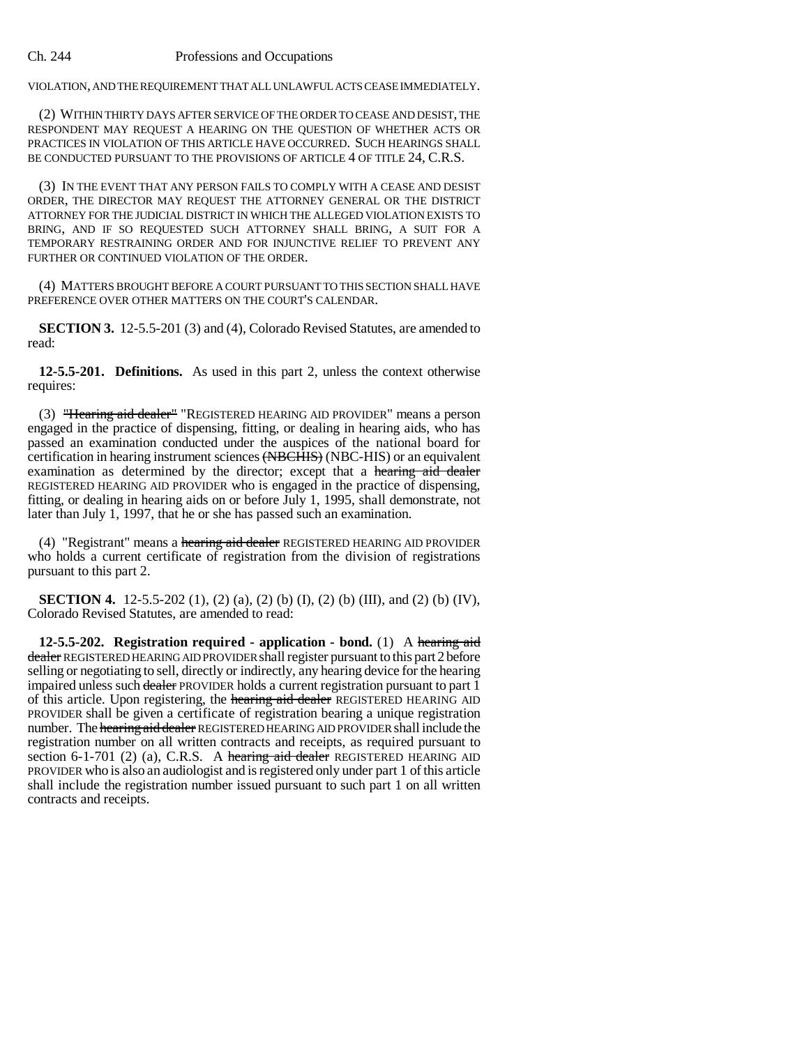VIOLATION, AND THE REQUIREMENT THAT ALL UNLAWFUL ACTS CEASE IMMEDIATELY.

(2) WITHIN THIRTY DAYS AFTER SERVICE OF THE ORDER TO CEASE AND DESIST, THE RESPONDENT MAY REQUEST A HEARING ON THE QUESTION OF WHETHER ACTS OR PRACTICES IN VIOLATION OF THIS ARTICLE HAVE OCCURRED. SUCH HEARINGS SHALL BE CONDUCTED PURSUANT TO THE PROVISIONS OF ARTICLE 4 OF TITLE 24, C.R.S.

(3) IN THE EVENT THAT ANY PERSON FAILS TO COMPLY WITH A CEASE AND DESIST ORDER, THE DIRECTOR MAY REQUEST THE ATTORNEY GENERAL OR THE DISTRICT ATTORNEY FOR THE JUDICIAL DISTRICT IN WHICH THE ALLEGED VIOLATION EXISTS TO BRING, AND IF SO REQUESTED SUCH ATTORNEY SHALL BRING, A SUIT FOR A TEMPORARY RESTRAINING ORDER AND FOR INJUNCTIVE RELIEF TO PREVENT ANY FURTHER OR CONTINUED VIOLATION OF THE ORDER.

(4) MATTERS BROUGHT BEFORE A COURT PURSUANT TO THIS SECTION SHALL HAVE PREFERENCE OVER OTHER MATTERS ON THE COURT'S CALENDAR.

**SECTION 3.** 12-5.5-201 (3) and (4), Colorado Revised Statutes, are amended to read:

**12-5.5-201. Definitions.** As used in this part 2, unless the context otherwise requires:

(3) ~~"Hearing aid dealer"~~ "REGISTERED HEARING AID PROVIDER" means a person engaged in the practice of dispensing, fitting, or dealing in hearing aids, who has passed an examination conducted under the auspices of the national board for certification in hearing instrument sciences ~~(NBCHIS)~~ (NBC-HIS) or an equivalent examination as determined by the director; except that a ~~hearing aid dealer~~ REGISTERED HEARING AID PROVIDER who is engaged in the practice of dispensing, fitting, or dealing in hearing aids on or before July 1, 1995, shall demonstrate, not later than July 1, 1997, that he or she has passed such an examination.

(4) "Registrant" means a ~~hearing aid dealer~~ REGISTERED HEARING AID PROVIDER who holds a current certificate of registration from the division of registrations pursuant to this part 2.

**SECTION 4.** 12-5.5-202 (1), (2) (a), (2) (b) (I), (2) (b) (III), and (2) (b) (IV), Colorado Revised Statutes, are amended to read:

**12-5.5-202. Registration required - application - bond.** (1) A ~~hearing aid dealer~~ REGISTERED HEARING AID PROVIDER shall register pursuant to this part 2 before selling or negotiating to sell, directly or indirectly, any hearing device for the hearing impaired unless such ~~dealer~~ PROVIDER holds a current registration pursuant to part 1 of this article. Upon registering, the ~~hearing aid dealer~~ REGISTERED HEARING AID PROVIDER shall be given a certificate of registration bearing a unique registration number. The ~~hearing aid dealer~~ REGISTERED HEARING AID PROVIDER shall include the registration number on all written contracts and receipts, as required pursuant to section 6-1-701 (2) (a), C.R.S. A ~~hearing aid dealer~~ REGISTERED HEARING AID PROVIDER who is also an audiologist and is registered only under part 1 of this article shall include the registration number issued pursuant to such part 1 on all written contracts and receipts.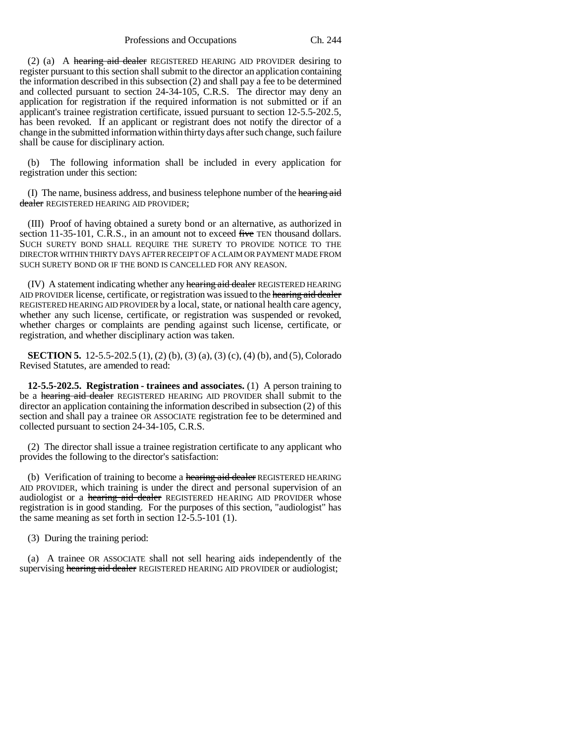(2) (a) A ~~hearing aid dealer~~ REGISTERED HEARING AID PROVIDER desiring to register pursuant to this section shall submit to the director an application containing the information described in this subsection (2) and shall pay a fee to be determined and collected pursuant to section 24-34-105, C.R.S. The director may deny an application for registration if the required information is not submitted or if an applicant's trainee registration certificate, issued pursuant to section 12-5.5-202.5, has been revoked. If an applicant or registrant does not notify the director of a change in the submitted information within thirty days after such change, such failure shall be cause for disciplinary action.

(b) The following information shall be included in every application for registration under this section:

(I) The name, business address, and business telephone number of the ~~hearing aid dealer~~ REGISTERED HEARING AID PROVIDER;

(III) Proof of having obtained a surety bond or an alternative, as authorized in section 11-35-101, C.R.S., in an amount not to exceed ~~five~~ TEN thousand dollars. SUCH SURETY BOND SHALL REQUIRE THE SURETY TO PROVIDE NOTICE TO THE DIRECTOR WITHIN THIRTY DAYS AFTER RECEIPT OF A CLAIM OR PAYMENT MADE FROM SUCH SURETY BOND OR IF THE BOND IS CANCELLED FOR ANY REASON.

(IV) A statement indicating whether any ~~hearing aid dealer~~ REGISTERED HEARING AID PROVIDER license, certificate, or registration was issued to the ~~hearing aid dealer~~ REGISTERED HEARING AID PROVIDER by a local, state, or national health care agency, whether any such license, certificate, or registration was suspended or revoked, whether charges or complaints are pending against such license, certificate, or registration, and whether disciplinary action was taken.

**SECTION 5.** 12-5.5-202.5 (1), (2) (b), (3) (a), (3) (c), (4) (b), and (5), Colorado Revised Statutes, are amended to read:

**12-5.5-202.5. Registration - trainees and associates.** (1) A person training to be a ~~hearing aid dealer~~ REGISTERED HEARING AID PROVIDER shall submit to the director an application containing the information described in subsection (2) of this section and shall pay a trainee OR ASSOCIATE registration fee to be determined and collected pursuant to section 24-34-105, C.R.S.

(2) The director shall issue a trainee registration certificate to any applicant who provides the following to the director's satisfaction:

(b) Verification of training to become a ~~hearing aid dealer~~ REGISTERED HEARING AID PROVIDER, which training is under the direct and personal supervision of an audiologist or a ~~hearing aid dealer~~ REGISTERED HEARING AID PROVIDER whose registration is in good standing. For the purposes of this section, "audiologist" has the same meaning as set forth in section 12-5.5-101 (1).

(3) During the training period:

(a) A trainee OR ASSOCIATE shall not sell hearing aids independently of the supervising ~~hearing aid dealer~~ REGISTERED HEARING AID PROVIDER or audiologist;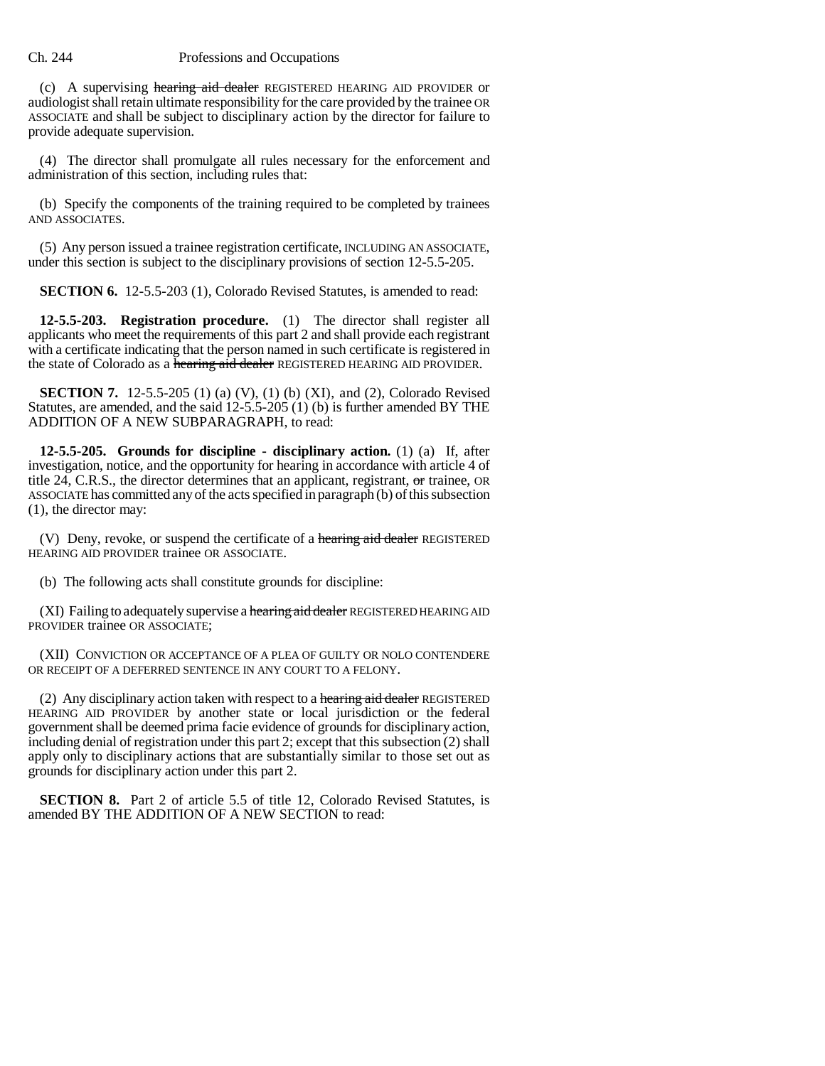(c) A supervising ~~hearing aid dealer~~ REGISTERED HEARING AID PROVIDER or audiologist shall retain ultimate responsibility for the care provided by the trainee OR ASSOCIATE and shall be subject to disciplinary action by the director for failure to provide adequate supervision.

(4) The director shall promulgate all rules necessary for the enforcement and administration of this section, including rules that:

(b) Specify the components of the training required to be completed by trainees AND ASSOCIATES.

(5) Any person issued a trainee registration certificate, INCLUDING AN ASSOCIATE, under this section is subject to the disciplinary provisions of section 12-5.5-205.

**SECTION 6.** 12-5.5-203 (1), Colorado Revised Statutes, is amended to read:

**12-5.5-203. Registration procedure.** (1) The director shall register all applicants who meet the requirements of this part 2 and shall provide each registrant with a certificate indicating that the person named in such certificate is registered in the state of Colorado as a ~~hearing aid dealer~~ REGISTERED HEARING AID PROVIDER.

**SECTION 7.** 12-5.5-205 (1) (a) (V), (1) (b) (XI), and (2), Colorado Revised Statutes, are amended, and the said 12-5.5-205 (1) (b) is further amended BY THE ADDITION OF A NEW SUBPARAGRAPH, to read:

**12-5.5-205. Grounds for discipline - disciplinary action.** (1) (a) If, after investigation, notice, and the opportunity for hearing in accordance with article 4 of title 24, C.R.S., the director determines that an applicant, registrant, ~~or~~ trainee, OR ASSOCIATE has committed any of the acts specified in paragraph (b) of this subsection (1), the director may:

(V) Deny, revoke, or suspend the certificate of a ~~hearing aid dealer~~ REGISTERED HEARING AID PROVIDER trainee OR ASSOCIATE.

(b) The following acts shall constitute grounds for discipline:

(XI) Failing to adequately supervise a ~~hearing aid dealer~~ REGISTERED HEARING AID PROVIDER trainee OR ASSOCIATE;

(XII) CONVICTION OR ACCEPTANCE OF A PLEA OF GUILTY OR NOLO CONTENDERE OR RECEIPT OF A DEFERRED SENTENCE IN ANY COURT TO A FELONY.

(2) Any disciplinary action taken with respect to a ~~hearing aid dealer~~ REGISTERED HEARING AID PROVIDER by another state or local jurisdiction or the federal government shall be deemed prima facie evidence of grounds for disciplinary action, including denial of registration under this part 2; except that this subsection (2) shall apply only to disciplinary actions that are substantially similar to those set out as grounds for disciplinary action under this part 2.

**SECTION 8.** Part 2 of article 5.5 of title 12, Colorado Revised Statutes, is amended BY THE ADDITION OF A NEW SECTION to read: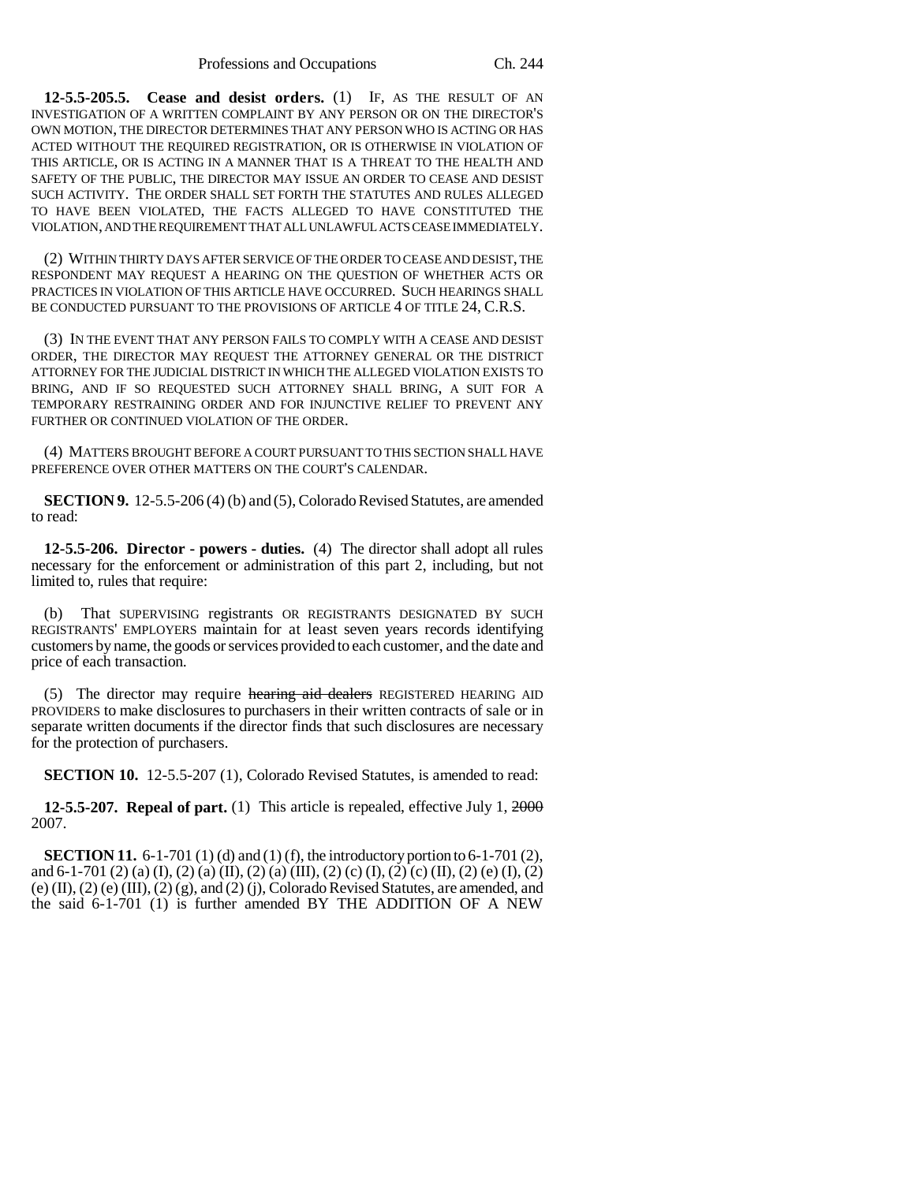**12-5.5-205.5. Cease and desist orders.** (1) IF, AS THE RESULT OF AN INVESTIGATION OF A WRITTEN COMPLAINT BY ANY PERSON OR ON THE DIRECTOR'S OWN MOTION, THE DIRECTOR DETERMINES THAT ANY PERSON WHO IS ACTING OR HAS ACTED WITHOUT THE REQUIRED REGISTRATION, OR IS OTHERWISE IN VIOLATION OF THIS ARTICLE, OR IS ACTING IN A MANNER THAT IS A THREAT TO THE HEALTH AND SAFETY OF THE PUBLIC, THE DIRECTOR MAY ISSUE AN ORDER TO CEASE AND DESIST SUCH ACTIVITY. THE ORDER SHALL SET FORTH THE STATUTES AND RULES ALLEGED TO HAVE BEEN VIOLATED, THE FACTS ALLEGED TO HAVE CONSTITUTED THE VIOLATION, AND THE REQUIREMENT THAT ALL UNLAWFUL ACTS CEASE IMMEDIATELY.

(2) WITHIN THIRTY DAYS AFTER SERVICE OF THE ORDER TO CEASE AND DESIST, THE RESPONDENT MAY REQUEST A HEARING ON THE QUESTION OF WHETHER ACTS OR PRACTICES IN VIOLATION OF THIS ARTICLE HAVE OCCURRED. SUCH HEARINGS SHALL BE CONDUCTED PURSUANT TO THE PROVISIONS OF ARTICLE 4 OF TITLE 24, C.R.S.

(3) IN THE EVENT THAT ANY PERSON FAILS TO COMPLY WITH A CEASE AND DESIST ORDER, THE DIRECTOR MAY REQUEST THE ATTORNEY GENERAL OR THE DISTRICT ATTORNEY FOR THE JUDICIAL DISTRICT IN WHICH THE ALLEGED VIOLATION EXISTS TO BRING, AND IF SO REQUESTED SUCH ATTORNEY SHALL BRING, A SUIT FOR A TEMPORARY RESTRAINING ORDER AND FOR INJUNCTIVE RELIEF TO PREVENT ANY FURTHER OR CONTINUED VIOLATION OF THE ORDER.

(4) MATTERS BROUGHT BEFORE A COURT PURSUANT TO THIS SECTION SHALL HAVE PREFERENCE OVER OTHER MATTERS ON THE COURT'S CALENDAR.

**SECTION 9.** 12-5.5-206 (4) (b) and (5), Colorado Revised Statutes, are amended to read:

**12-5.5-206. Director - powers - duties.** (4) The director shall adopt all rules necessary for the enforcement or administration of this part 2, including, but not limited to, rules that require:

(b) That SUPERVISING registrants OR REGISTRANTS DESIGNATED BY SUCH REGISTRANTS' EMPLOYERS maintain for at least seven years records identifying customers by name, the goods or services provided to each customer, and the date and price of each transaction.

(5) The director may require ~~hearing aid dealers~~ REGISTERED HEARING AID PROVIDERS to make disclosures to purchasers in their written contracts of sale or in separate written documents if the director finds that such disclosures are necessary for the protection of purchasers.

**SECTION 10.** 12-5.5-207 (1), Colorado Revised Statutes, is amended to read:

**12-5.5-207. Repeal of part.** (1) This article is repealed, effective July 1, ~~2000~~ 2007.

**SECTION 11.** 6-1-701 (1) (d) and (1) (f), the introductory portion to 6-1-701 (2), and 6-1-701 (2) (a) (I), (2) (a) (II), (2) (a) (III), (2) (c) (I), (2) (c) (II), (2) (e) (I), (2) (e) (II), (2) (e) (III), (2) (g), and (2) (j), Colorado Revised Statutes, are amended, and the said 6-1-701 (1) is further amended BY THE ADDITION OF A NEW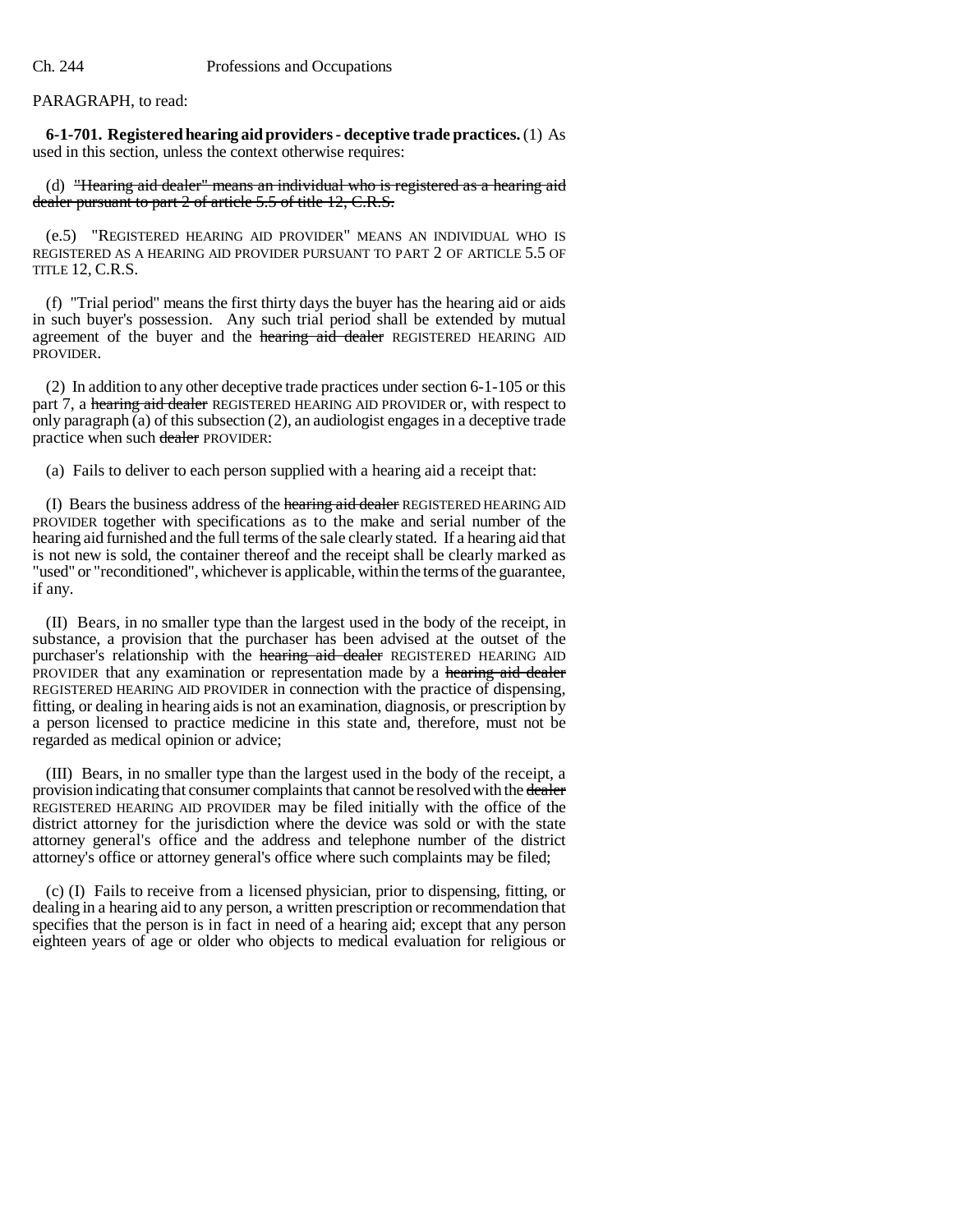PARAGRAPH, to read:

**6-1-701. Registered hearing aid providers - deceptive trade practices.** (1) As used in this section, unless the context otherwise requires:

(d) ~~"Hearing aid dealer" means an individual who is registered as a hearing aid dealer pursuant to part 2 of article 5.5 of title 12, C.R.S.~~

(e.5) "REGISTERED HEARING AID PROVIDER" MEANS AN INDIVIDUAL WHO IS REGISTERED AS A HEARING AID PROVIDER PURSUANT TO PART 2 OF ARTICLE 5.5 OF TITLE 12, C.R.S.

(f) "Trial period" means the first thirty days the buyer has the hearing aid or aids in such buyer's possession. Any such trial period shall be extended by mutual agreement of the buyer and the ~~hearing aid dealer~~ REGISTERED HEARING AID PROVIDER.

(2) In addition to any other deceptive trade practices under section 6-1-105 or this part 7, a ~~hearing aid dealer~~ REGISTERED HEARING AID PROVIDER or, with respect to only paragraph (a) of this subsection (2), an audiologist engages in a deceptive trade practice when such ~~dealer~~ PROVIDER:

(a) Fails to deliver to each person supplied with a hearing aid a receipt that:

(I) Bears the business address of the ~~hearing aid dealer~~ REGISTERED HEARING AID PROVIDER together with specifications as to the make and serial number of the hearing aid furnished and the full terms of the sale clearly stated. If a hearing aid that is not new is sold, the container thereof and the receipt shall be clearly marked as "used" or "reconditioned", whichever is applicable, within the terms of the guarantee, if any.

(II) Bears, in no smaller type than the largest used in the body of the receipt, in substance, a provision that the purchaser has been advised at the outset of the purchaser's relationship with the ~~hearing aid dealer~~ REGISTERED HEARING AID PROVIDER that any examination or representation made by a ~~hearing aid dealer~~ REGISTERED HEARING AID PROVIDER in connection with the practice of dispensing, fitting, or dealing in hearing aids is not an examination, diagnosis, or prescription by a person licensed to practice medicine in this state and, therefore, must not be regarded as medical opinion or advice;

(III) Bears, in no smaller type than the largest used in the body of the receipt, a provision indicating that consumer complaints that cannot be resolved with the ~~dealer~~ REGISTERED HEARING AID PROVIDER may be filed initially with the office of the district attorney for the jurisdiction where the device was sold or with the state attorney general's office and the address and telephone number of the district attorney's office or attorney general's office where such complaints may be filed;

(c) (I) Fails to receive from a licensed physician, prior to dispensing, fitting, or dealing in a hearing aid to any person, a written prescription or recommendation that specifies that the person is in fact in need of a hearing aid; except that any person eighteen years of age or older who objects to medical evaluation for religious or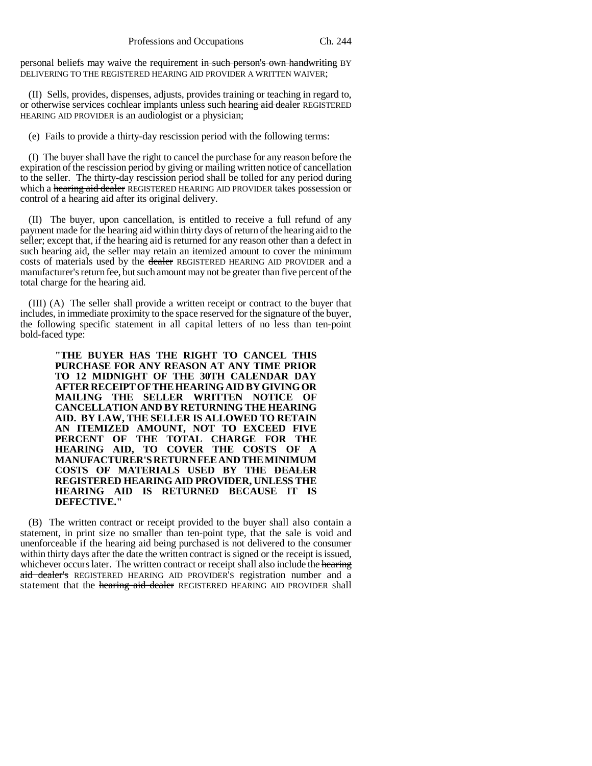personal beliefs may waive the requirement ~~in such person's own handwriting~~ BY DELIVERING TO THE REGISTERED HEARING AID PROVIDER A WRITTEN WAIVER;

(II) Sells, provides, dispenses, adjusts, provides training or teaching in regard to, or otherwise services cochlear implants unless such ~~hearing aid dealer~~ REGISTERED HEARING AID PROVIDER is an audiologist or a physician;

(e) Fails to provide a thirty-day rescission period with the following terms:

(I) The buyer shall have the right to cancel the purchase for any reason before the expiration of the rescission period by giving or mailing written notice of cancellation to the seller. The thirty-day rescission period shall be tolled for any period during which a ~~hearing aid dealer~~ REGISTERED HEARING AID PROVIDER takes possession or control of a hearing aid after its original delivery.

(II) The buyer, upon cancellation, is entitled to receive a full refund of any payment made for the hearing aid within thirty days of return of the hearing aid to the seller; except that, if the hearing aid is returned for any reason other than a defect in such hearing aid, the seller may retain an itemized amount to cover the minimum costs of materials used by the ~~dealer~~ REGISTERED HEARING AID PROVIDER and a manufacturer's return fee, but such amount may not be greater than five percent of the total charge for the hearing aid.

(III) (A) The seller shall provide a written receipt or contract to the buyer that includes, in immediate proximity to the space reserved for the signature of the buyer, the following specific statement in all capital letters of no less than ten-point bold-faced type:

> **"THE BUYER HAS THE RIGHT TO CANCEL THIS PURCHASE FOR ANY REASON AT ANY TIME PRIOR TO 12 MIDNIGHT OF THE 30TH CALENDAR DAY AFTER RECEIPT OF THE HEARING AID BY GIVING OR MAILING THE SELLER WRITTEN NOTICE OF CANCELLATION AND BY RETURNING THE HEARING AID. BY LAW, THE SELLER IS ALLOWED TO RETAIN AN ITEMIZED AMOUNT, NOT TO EXCEED FIVE PERCENT OF THE TOTAL CHARGE FOR THE HEARING AID, TO COVER THE COSTS OF A MANUFACTURER'S RETURN FEE AND THE MINIMUM COSTS OF MATERIALS USED BY THE ~~DEALER~~ REGISTERED HEARING AID PROVIDER, UNLESS THE HEARING AID IS RETURNED BECAUSE IT IS DEFECTIVE."**

(B) The written contract or receipt provided to the buyer shall also contain a statement, in print size no smaller than ten-point type, that the sale is void and unenforceable if the hearing aid being purchased is not delivered to the consumer within thirty days after the date the written contract is signed or the receipt is issued, whichever occurs later. The written contract or receipt shall also include the ~~hearing aid dealer's~~ REGISTERED HEARING AID PROVIDER'S registration number and a statement that the ~~hearing aid dealer~~ REGISTERED HEARING AID PROVIDER shall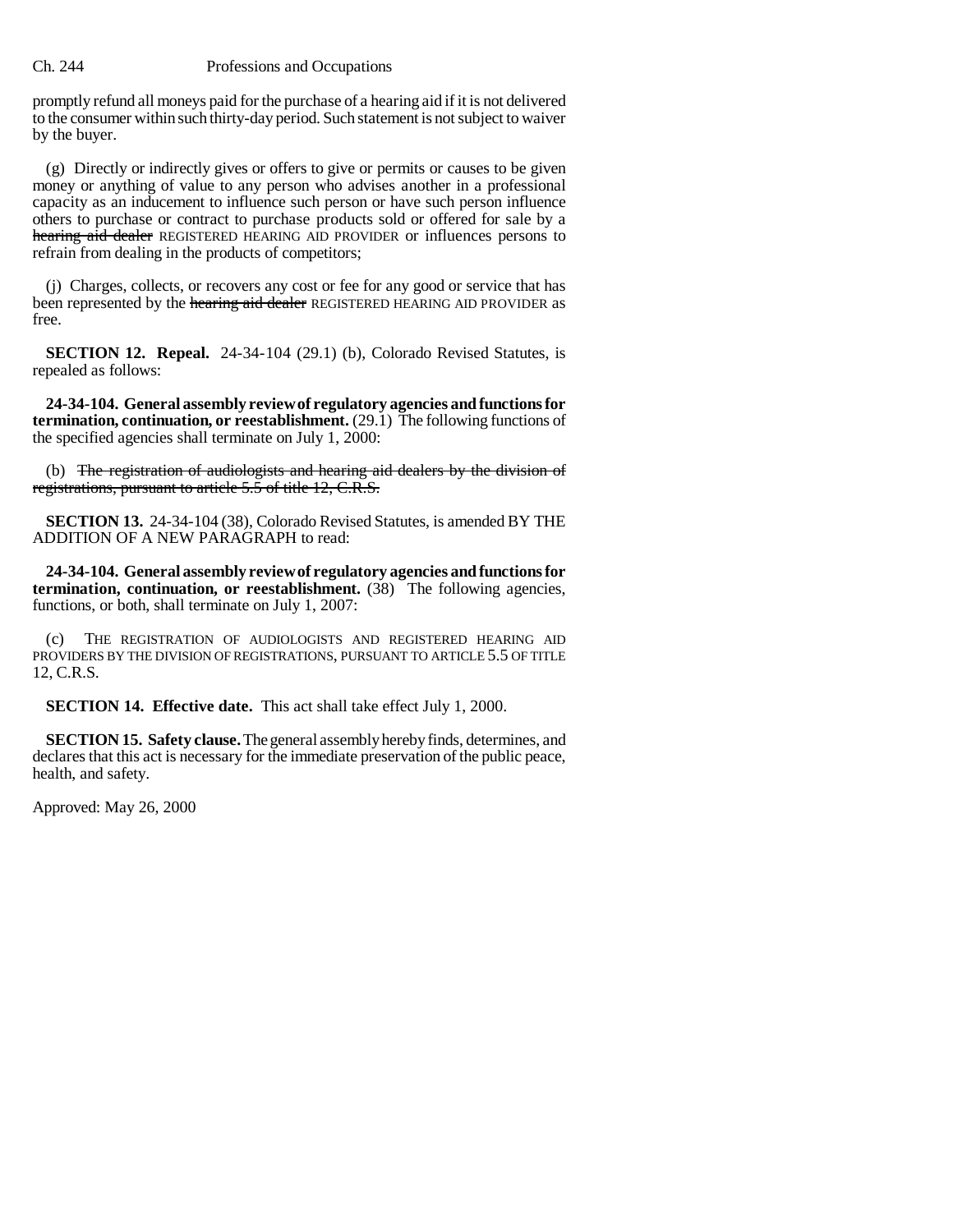promptly refund all moneys paid for the purchase of a hearing aid if it is not delivered to the consumer within such thirty-day period. Such statement is not subject to waiver by the buyer.

(g) Directly or indirectly gives or offers to give or permits or causes to be given money or anything of value to any person who advises another in a professional capacity as an inducement to influence such person or have such person influence others to purchase or contract to purchase products sold or offered for sale by a ~~hearing aid dealer~~ REGISTERED HEARING AID PROVIDER or influences persons to refrain from dealing in the products of competitors;

(j) Charges, collects, or recovers any cost or fee for any good or service that has been represented by the ~~hearing aid dealer~~ REGISTERED HEARING AID PROVIDER as free.

**SECTION 12. Repeal.** 24-34-104 (29.1) (b), Colorado Revised Statutes, is repealed as follows:

**24-34-104. General assembly review of regulatory agencies and functions for termination, continuation, or reestablishment.** (29.1) The following functions of the specified agencies shall terminate on July 1, 2000:

(b) ~~The registration of audiologists and hearing aid dealers by the division of registrations, pursuant to article 5.5 of title 12, C.R.S.~~

**SECTION 13.** 24-34-104 (38), Colorado Revised Statutes, is amended BY THE ADDITION OF A NEW PARAGRAPH to read:

**24-34-104. General assembly review of regulatory agencies and functions for termination, continuation, or reestablishment.** (38) The following agencies, functions, or both, shall terminate on July 1, 2007:

(c) THE REGISTRATION OF AUDIOLOGISTS AND REGISTERED HEARING AID PROVIDERS BY THE DIVISION OF REGISTRATIONS, PURSUANT TO ARTICLE 5.5 OF TITLE 12, C.R.S.

**SECTION 14. Effective date.** This act shall take effect July 1, 2000.

**SECTION 15. Safety clause.** The general assembly hereby finds, determines, and declares that this act is necessary for the immediate preservation of the public peace, health, and safety.

Approved: May 26, 2000